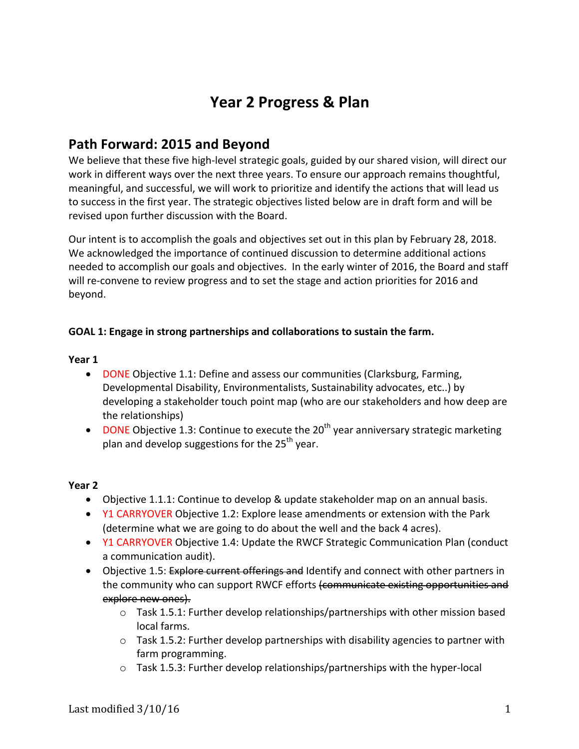# Year 2 Progress & Plan

## Path Forward: 2015 and Beyond

We believe that these five high-level strategic goals, guided by our shared vision, will direct our work in different ways over the next three years. To ensure our approach remains thoughtful, meaningful, and successful, we will work to prioritize and identify the actions that will lead us to success in the first year. The strategic objectives listed below are in draft form and will be revised upon further discussion with the Board.

Our intent is to accomplish the goals and objectives set out in this plan by February 28, 2018. We acknowledged the importance of continued discussion to determine additional actions needed to accomplish our goals and objectives. In the early winter of 2016, the Board and staff will re-convene to review progress and to set the stage and action priorities for 2016 and beyond.

**GOAL 1: Engage in strong partnerships and collaborations to sustain the farm.**

**Year 1**

- DONE Objective 1.1: Define and assess our communities (Clarksburg, Farming, Developmental Disability, Environmentalists, Sustainability advocates, etc..) by developing a stakeholder touch point map (who are our stakeholders and how deep are the relationships)
- DONE Objective 1.3: Continue to execute the 20th year anniversary strategic marketing plan and develop suggestions for the 25th year.

**Year 2**

- Objective 1.1.1: Continue to develop & update stakeholder map on an annual basis.
- Y1 CARRYOVER Objective 1.2: Explore lease amendments or extension with the Park (determine what we are going to do about the well and the back 4 acres).
- Y1 CARRYOVER Objective 1.4: Update the RWCF Strategic Communication Plan (conduct a communication audit).
- Objective 1.5: ~~Explore current offerings and~~ Identify and connect with other partners in the community who can support RWCF efforts ~~(communicate existing opportunities and explore new ones).~~
  - Task 1.5.1: Further develop relationships/partnerships with other mission based local farms.
  - Task 1.5.2: Further develop partnerships with disability agencies to partner with farm programming.
  - Task 1.5.3: Further develop relationships/partnerships with the hyper-local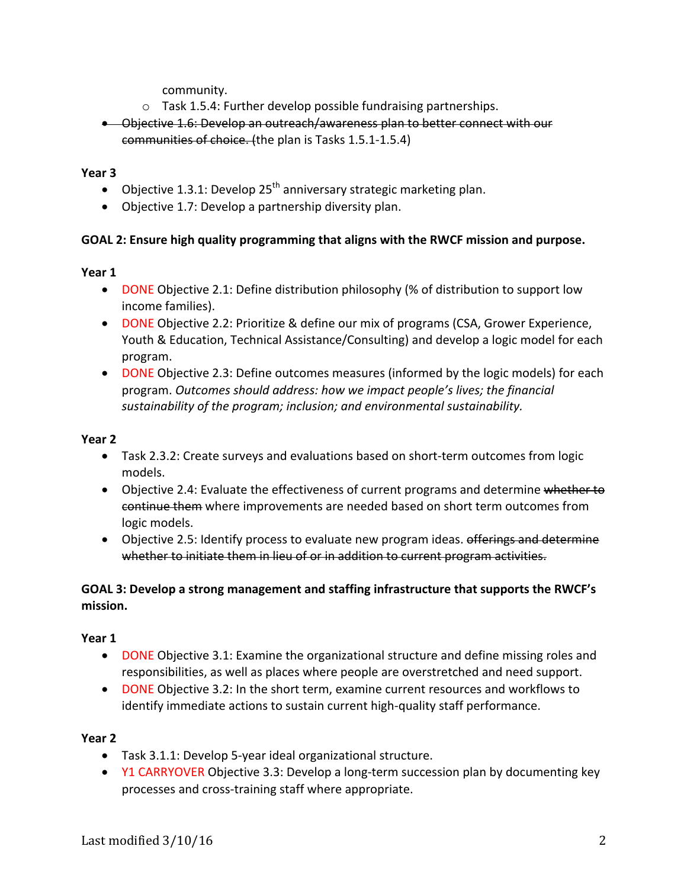community.

   - Task 1.5.4: Further develop possible fundraising partnerships.

- ~~Objective 1.6: Develop an outreach/awareness plan to better connect with our communities of choice.~~ (the plan is Tasks 1.5.1-1.5.4)

**Year 3**

- Objective 1.3.1: Develop 25th anniversary strategic marketing plan.
- Objective 1.7: Develop a partnership diversity plan.

**GOAL 2: Ensure high quality programming that aligns with the RWCF mission and purpose.**

**Year 1**

- DONE Objective 2.1: Define distribution philosophy (% of distribution to support low income families).
- DONE Objective 2.2: Prioritize & define our mix of programs (CSA, Grower Experience, Youth & Education, Technical Assistance/Consulting) and develop a logic model for each program.
- DONE Objective 2.3: Define outcomes measures (informed by the logic models) for each program. *Outcomes should address: how we impact people's lives; the financial sustainability of the program; inclusion; and environmental sustainability.*

**Year 2**

- Task 2.3.2: Create surveys and evaluations based on short-term outcomes from logic models.
- Objective 2.4: Evaluate the effectiveness of current programs and determine ~~whether to continue them~~ where improvements are needed based on short term outcomes from logic models.
- Objective 2.5: Identify process to evaluate new program ideas. ~~offerings and determine whether to initiate them in lieu of or in addition to current program activities.~~

**GOAL 3: Develop a strong management and staffing infrastructure that supports the RWCF's mission.**

**Year 1**

- DONE Objective 3.1: Examine the organizational structure and define missing roles and responsibilities, as well as places where people are overstretched and need support.
- DONE Objective 3.2: In the short term, examine current resources and workflows to identify immediate actions to sustain current high-quality staff performance.

**Year 2**

- Task 3.1.1: Develop 5-year ideal organizational structure.
- Y1 CARRYOVER Objective 3.3: Develop a long-term succession plan by documenting key processes and cross-training staff where appropriate.

Last modified 3/10/16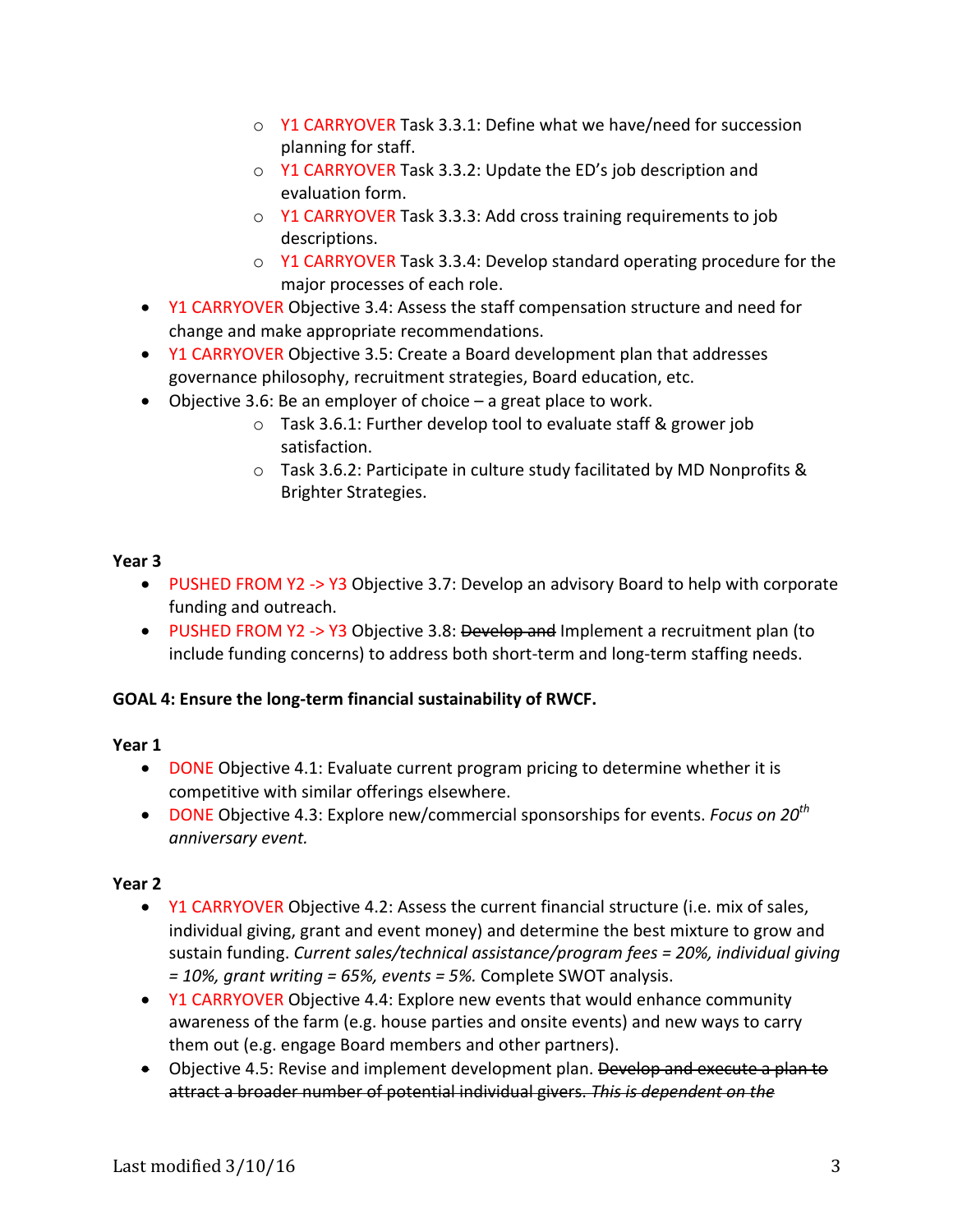- Y1 CARRYOVER Task 3.3.1: Define what we have/need for succession planning for staff.
    - Y1 CARRYOVER Task 3.3.2: Update the ED's job description and evaluation form.
    - Y1 CARRYOVER Task 3.3.3: Add cross training requirements to job descriptions.
    - Y1 CARRYOVER Task 3.3.4: Develop standard operating procedure for the major processes of each role.
- Y1 CARRYOVER Objective 3.4: Assess the staff compensation structure and need for change and make appropriate recommendations.
- Y1 CARRYOVER Objective 3.5: Create a Board development plan that addresses governance philosophy, recruitment strategies, Board education, etc.
- Objective 3.6: Be an employer of choice – a great place to work.
    - Task 3.6.1: Further develop tool to evaluate staff & grower job satisfaction.
    - Task 3.6.2: Participate in culture study facilitated by MD Nonprofits & Brighter Strategies.

**Year 3**

- PUSHED FROM Y2 -> Y3 Objective 3.7: Develop an advisory Board to help with corporate funding and outreach.
- PUSHED FROM Y2 -> Y3 Objective 3.8: ~~Develop and~~ Implement a recruitment plan (to include funding concerns) to address both short-term and long-term staffing needs.

**GOAL 4: Ensure the long-term financial sustainability of RWCF.**

**Year 1**

- DONE Objective 4.1: Evaluate current program pricing to determine whether it is competitive with similar offerings elsewhere.
- DONE Objective 4.3: Explore new/commercial sponsorships for events. *Focus on 20th anniversary event.*

**Year 2**

- Y1 CARRYOVER Objective 4.2: Assess the current financial structure (i.e. mix of sales, individual giving, grant and event money) and determine the best mixture to grow and sustain funding. *Current sales/technical assistance/program fees = 20%, individual giving = 10%, grant writing = 65%, events = 5%.* Complete SWOT analysis.
- Y1 CARRYOVER Objective 4.4: Explore new events that would enhance community awareness of the farm (e.g. house parties and onsite events) and new ways to carry them out (e.g. engage Board members and other partners).
- Objective 4.5: Revise and implement development plan. ~~Develop and execute a plan to attract a broader number of potential individual givers.~~ ~~*This is dependent on the*~~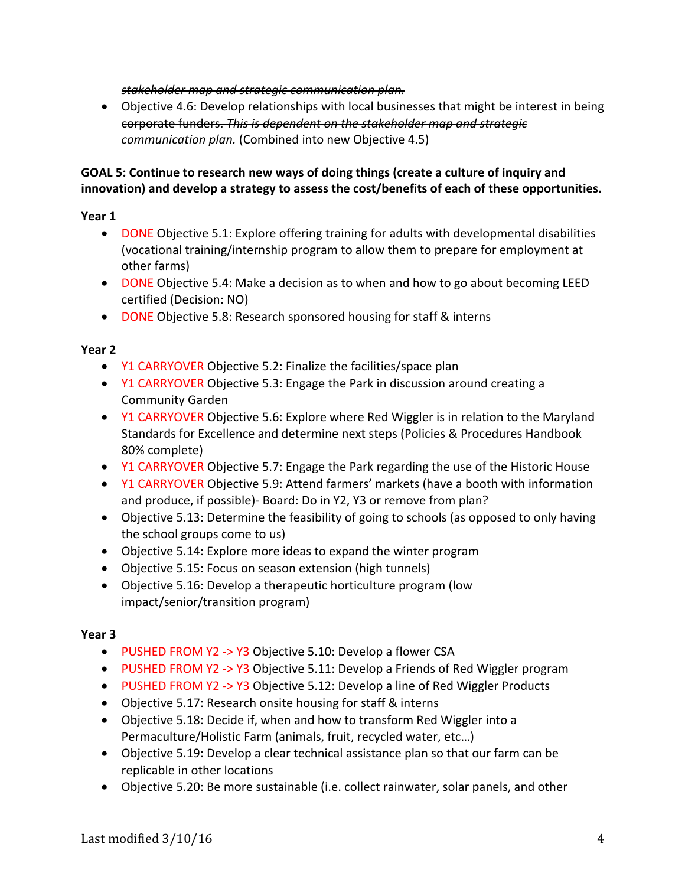~~*stakeholder map and strategic communication plan.*~~

- ~~Objective 4.6: Develop relationships with local businesses that might be interest in being corporate funders. *This is dependent on the stakeholder map and strategic communication plan.*~~ (Combined into new Objective 4.5)

**GOAL 5: Continue to research new ways of doing things (create a culture of inquiry and innovation) and develop a strategy to assess the cost/benefits of each of these opportunities.**

**Year 1**

- DONE Objective 5.1: Explore offering training for adults with developmental disabilities (vocational training/internship program to allow them to prepare for employment at other farms)
- DONE Objective 5.4: Make a decision as to when and how to go about becoming LEED certified (Decision: NO)
- DONE Objective 5.8: Research sponsored housing for staff & interns

**Year 2**

- Y1 CARRYOVER Objective 5.2: Finalize the facilities/space plan
- Y1 CARRYOVER Objective 5.3: Engage the Park in discussion around creating a Community Garden
- Y1 CARRYOVER Objective 5.6: Explore where Red Wiggler is in relation to the Maryland Standards for Excellence and determine next steps (Policies & Procedures Handbook 80% complete)
- Y1 CARRYOVER Objective 5.7: Engage the Park regarding the use of the Historic House
- Y1 CARRYOVER Objective 5.9: Attend farmers' markets (have a booth with information and produce, if possible)- Board: Do in Y2, Y3 or remove from plan?
- Objective 5.13: Determine the feasibility of going to schools (as opposed to only having the school groups come to us)
- Objective 5.14: Explore more ideas to expand the winter program
- Objective 5.15: Focus on season extension (high tunnels)
- Objective 5.16: Develop a therapeutic horticulture program (low impact/senior/transition program)

**Year 3**

- PUSHED FROM Y2 -> Y3 Objective 5.10: Develop a flower CSA
- PUSHED FROM Y2 -> Y3 Objective 5.11: Develop a Friends of Red Wiggler program
- PUSHED FROM Y2 -> Y3 Objective 5.12: Develop a line of Red Wiggler Products
- Objective 5.17: Research onsite housing for staff & interns
- Objective 5.18: Decide if, when and how to transform Red Wiggler into a Permaculture/Holistic Farm (animals, fruit, recycled water, etc…)
- Objective 5.19: Develop a clear technical assistance plan so that our farm can be replicable in other locations
- Objective 5.20: Be more sustainable (i.e. collect rainwater, solar panels, and other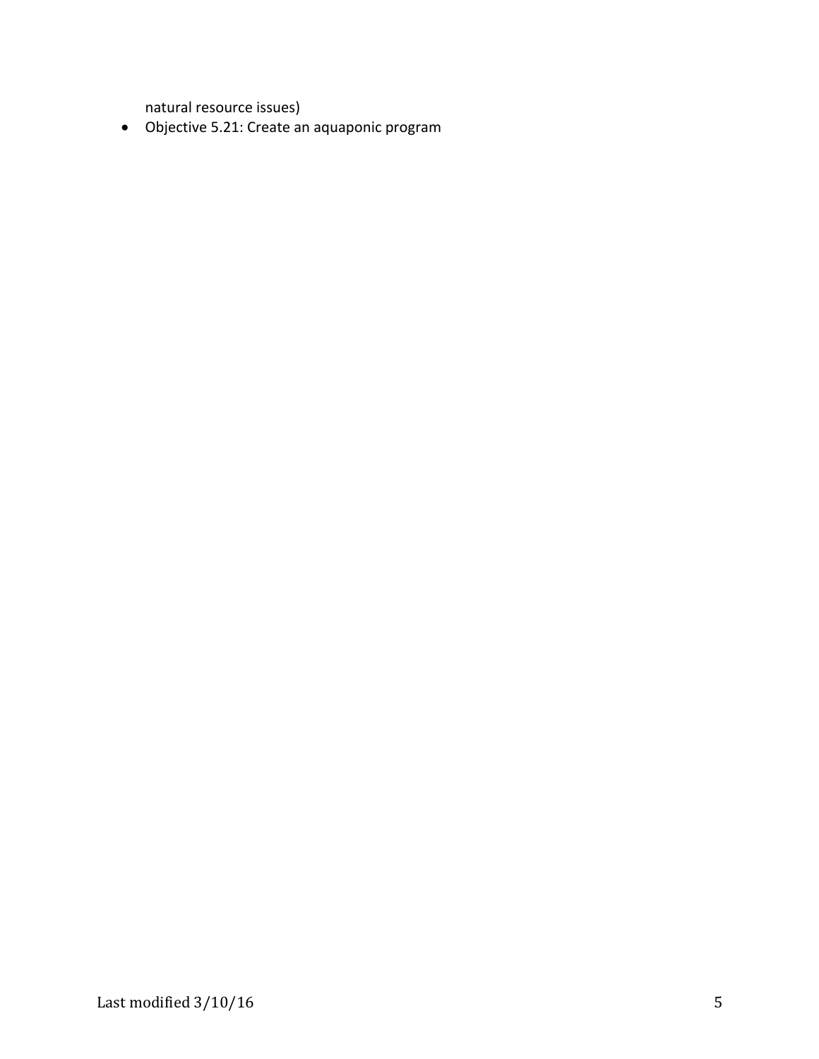natural resource issues)

- Objective 5.21: Create an aquaponic program